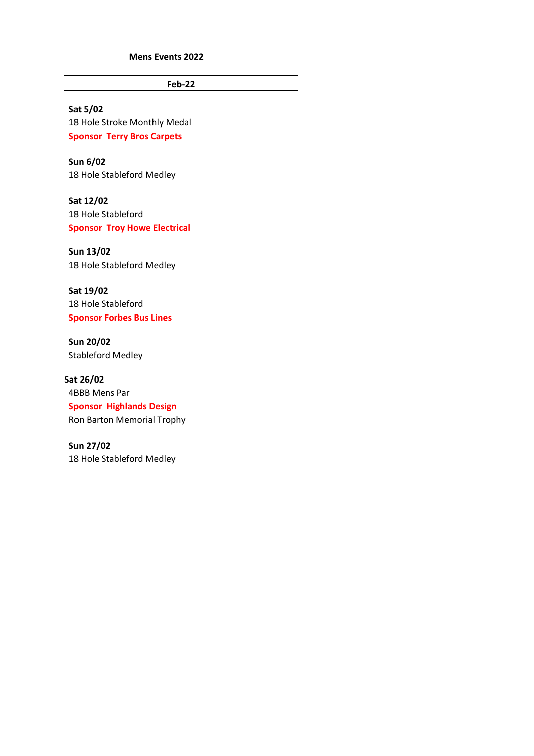# Mens Events 2022

## Feb-22

**Sat 5/02**
18 Hole Stroke Monthly Medal
**Sponsor  Terry Bros Carpets**

**Sun 6/02**
18 Hole Stableford Medley

**Sat 12/02**
18 Hole Stableford
**Sponsor  Troy Howe Electrical**

**Sun 13/02**
18 Hole Stableford Medley

**Sat 19/02**
18 Hole Stableford
**Sponsor Forbes Bus Lines**

**Sun 20/02**
Stableford Medley

**Sat 26/02**
4BBB Mens Par
**Sponsor  Highlands Design**
Ron Barton Memorial Trophy

**Sun 27/02**
18 Hole Stableford Medley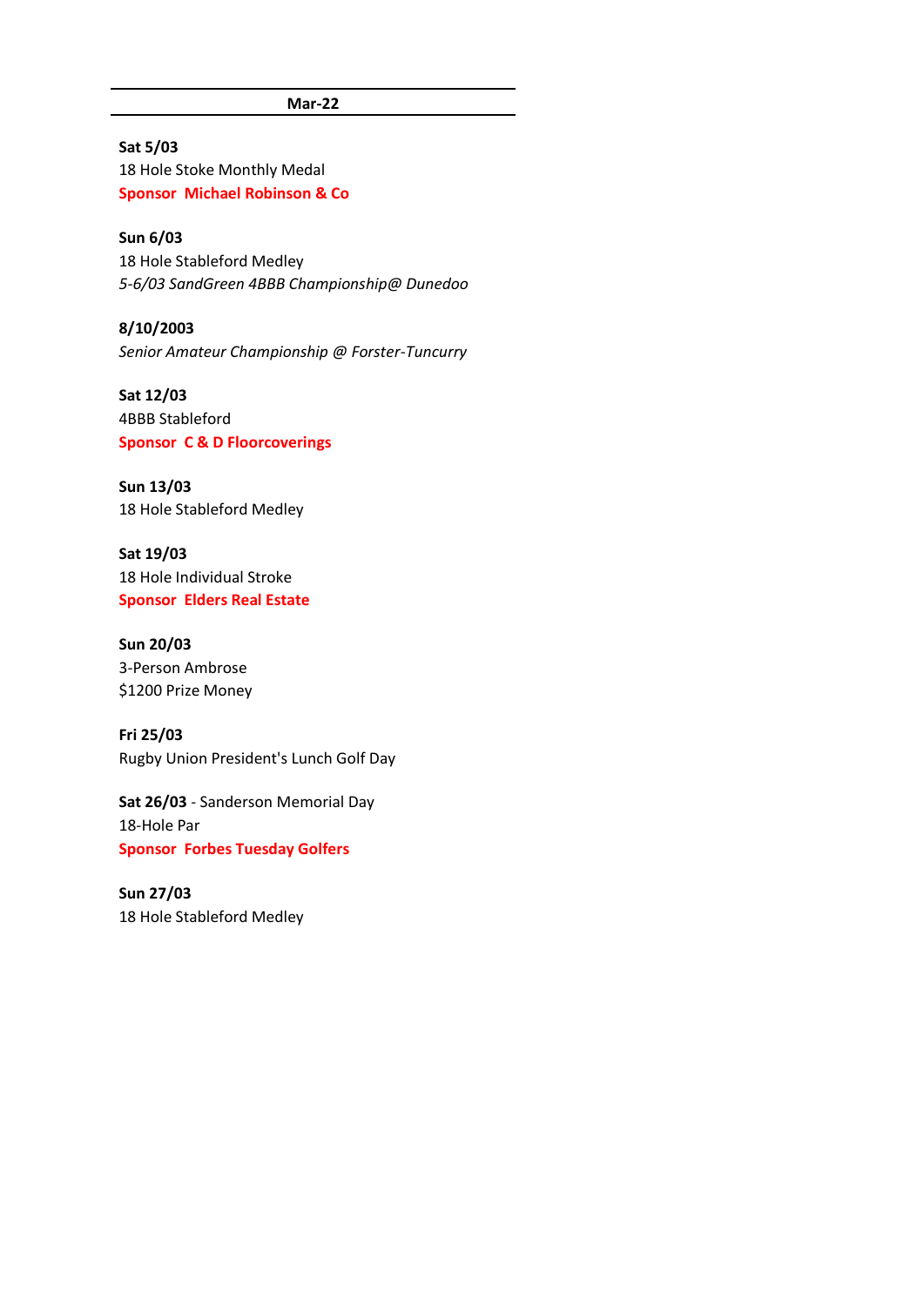## Mar-22

**Sat 5/03**
18 Hole Stoke Monthly Medal
**Sponsor Michael Robinson & Co**

**Sun 6/03**
18 Hole Stableford Medley
*5-6/03 SandGreen 4BBB Championship@ Dunedoo*

**8/10/2003**
*Senior Amateur Championship @ Forster-Tuncurry*

**Sat 12/03**
4BBB Stableford
**Sponsor C & D Floorcoverings**

**Sun 13/03**
18 Hole Stableford Medley

**Sat 19/03**
18 Hole Individual Stroke
**Sponsor Elders Real Estate**

**Sun 20/03**
3-Person Ambrose
$1200 Prize Money

**Fri 25/03**
Rugby Union President's Lunch Golf Day

**Sat 26/03** - Sanderson Memorial Day
18-Hole Par
**Sponsor Forbes Tuesday Golfers**

**Sun 27/03**
18 Hole Stableford Medley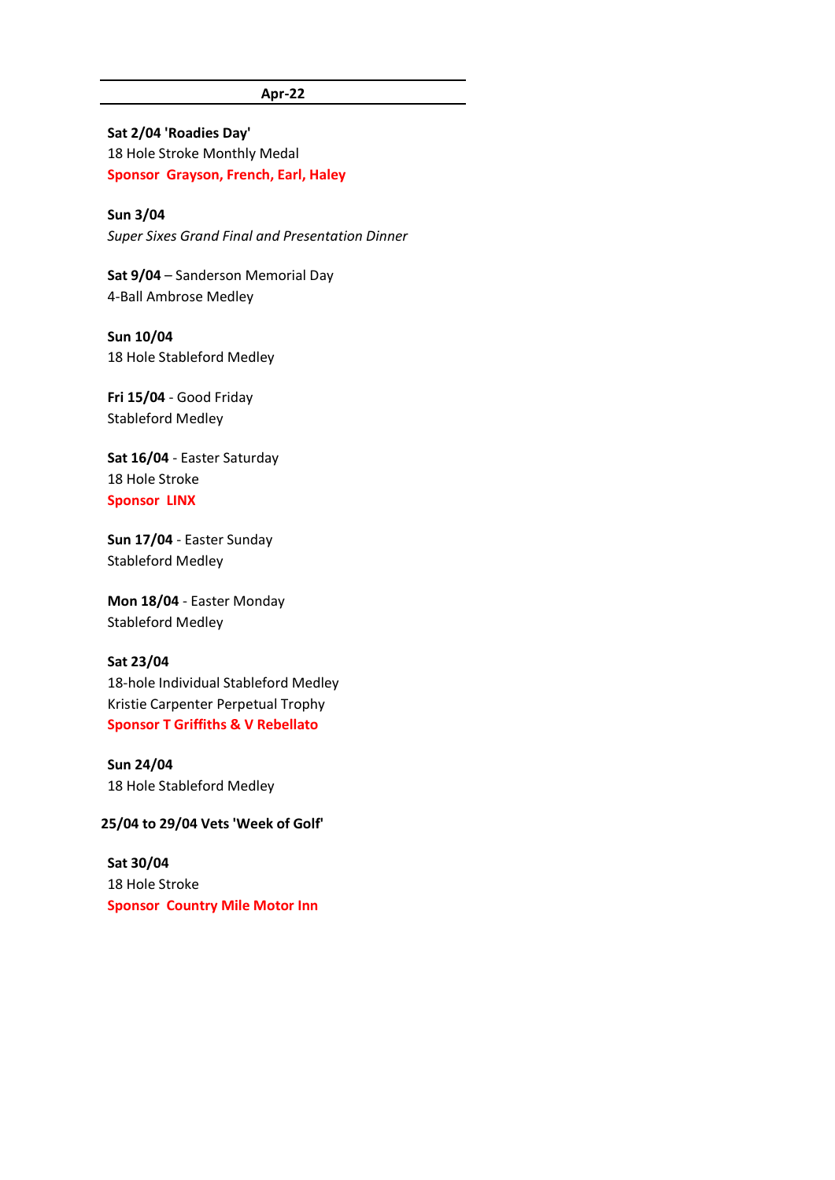## Apr-22

**Sat 2/04 'Roadies Day'**
18 Hole Stroke Monthly Medal
**Sponsor Grayson, French, Earl, Haley**

**Sun 3/04**
*Super Sixes Grand Final and Presentation Dinner*

**Sat 9/04** – Sanderson Memorial Day
4-Ball Ambrose Medley

**Sun 10/04**
18 Hole Stableford Medley

**Fri 15/04** - Good Friday
Stableford Medley

**Sat 16/04** - Easter Saturday
18 Hole Stroke
**Sponsor LINX**

**Sun 17/04** - Easter Sunday
Stableford Medley

**Mon 18/04** - Easter Monday
Stableford Medley

**Sat 23/04**
18-hole Individual Stableford Medley
Kristie Carpenter Perpetual Trophy
**Sponsor T Griffiths & V Rebellato**

**Sun 24/04**
18 Hole Stableford Medley

**25/04 to 29/04 Vets 'Week of Golf'**

**Sat 30/04**
18 Hole Stroke
**Sponsor Country Mile Motor Inn**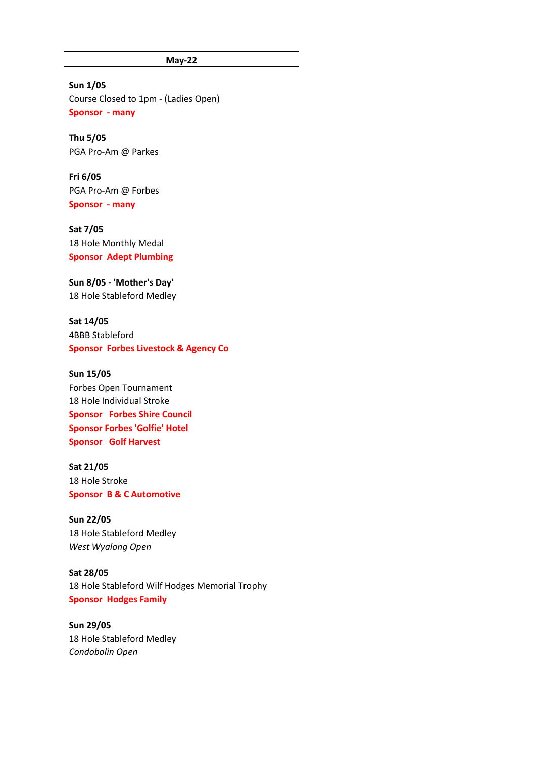## May-22

**Sun 1/05**
Course Closed to 1pm - (Ladies Open)
**Sponsor - many**

**Thu 5/05**
PGA Pro-Am @ Parkes

**Fri 6/05**
PGA Pro-Am @ Forbes
**Sponsor - many**

**Sat 7/05**
18 Hole Monthly Medal
**Sponsor Adept Plumbing**

**Sun 8/05 - 'Mother's Day'**
18 Hole Stableford Medley

**Sat 14/05**
4BBB Stableford
**Sponsor Forbes Livestock & Agency Co**

**Sun 15/05**
Forbes Open Tournament
18 Hole Individual Stroke
**Sponsor Forbes Shire Council**
**Sponsor Forbes 'Golfie' Hotel**
**Sponsor Golf Harvest**

**Sat 21/05**
18 Hole Stroke
**Sponsor B & C Automotive**

**Sun 22/05**
18 Hole Stableford Medley
*West Wyalong Open*

**Sat 28/05**
18 Hole Stableford Wilf Hodges Memorial Trophy
**Sponsor Hodges Family**

**Sun 29/05**
18 Hole Stableford Medley
*Condobolin Open*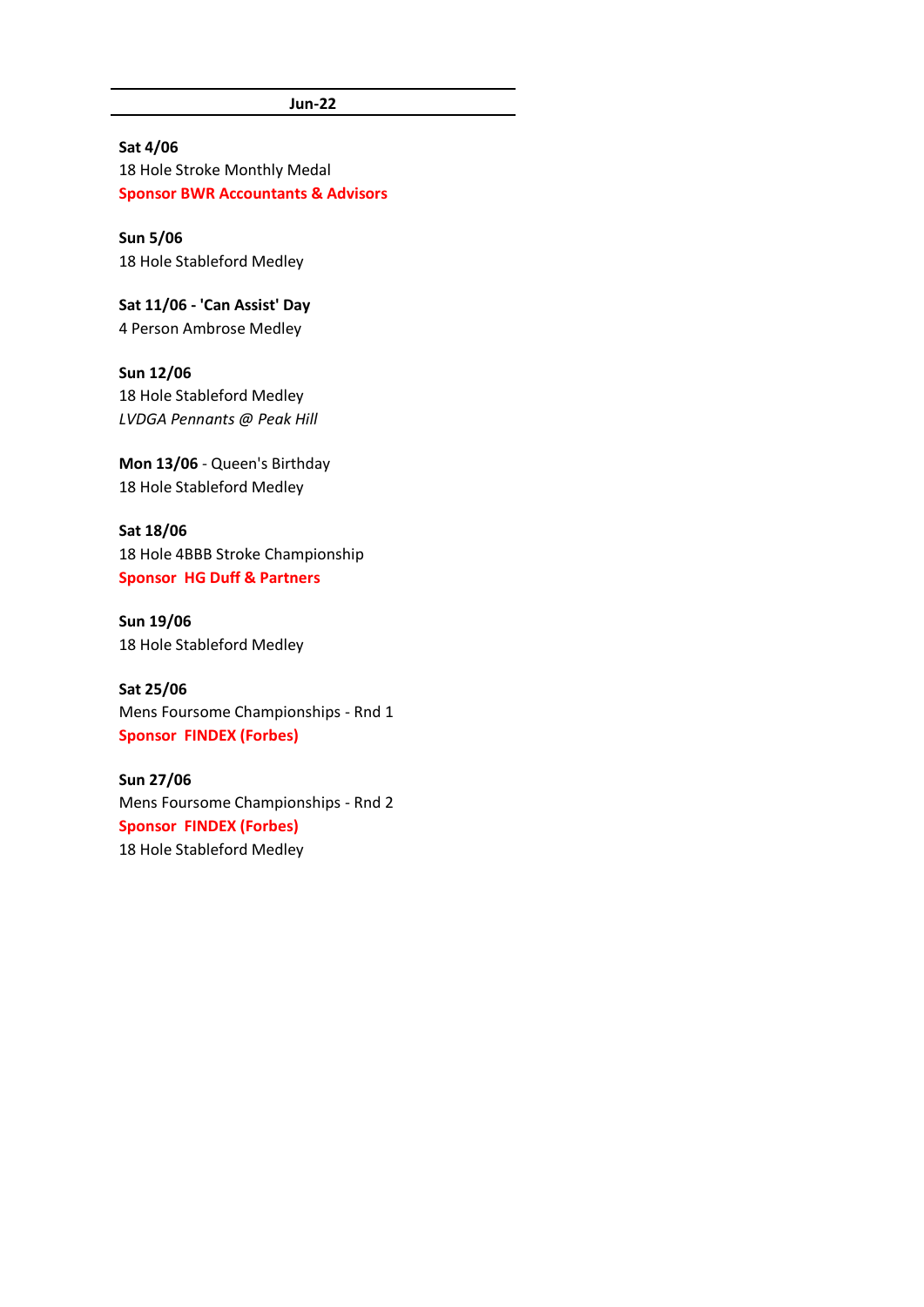## Jun-22

**Sat 4/06**
18 Hole Stroke Monthly Medal
**Sponsor BWR Accountants & Advisors**

**Sun 5/06**
18 Hole Stableford Medley

**Sat 11/06 - 'Can Assist' Day**
4 Person Ambrose Medley

**Sun 12/06**
18 Hole Stableford Medley
*LVDGA Pennants @ Peak Hill*

**Mon 13/06** - Queen's Birthday
18 Hole Stableford Medley

**Sat 18/06**
18 Hole 4BBB Stroke Championship
**Sponsor HG Duff & Partners**

**Sun 19/06**
18 Hole Stableford Medley

**Sat 25/06**
Mens Foursome Championships - Rnd 1
**Sponsor FINDEX (Forbes)**

**Sun 27/06**
Mens Foursome Championships - Rnd 2
**Sponsor FINDEX (Forbes)**
18 Hole Stableford Medley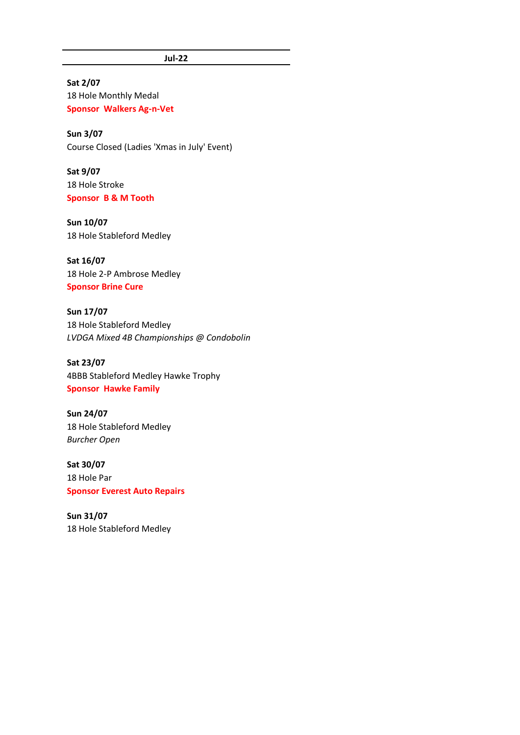## Jul-22

**Sat 2/07**
18 Hole Monthly Medal
**Sponsor  Walkers Ag-n-Vet**

**Sun 3/07**
Course Closed (Ladies 'Xmas in July' Event)

**Sat 9/07**
18 Hole Stroke
**Sponsor  B & M Tooth**

**Sun 10/07**
18 Hole Stableford Medley

**Sat 16/07**
18 Hole 2-P Ambrose Medley
**Sponsor Brine Cure**

**Sun 17/07**
18 Hole Stableford Medley
*LVDGA Mixed 4B Championships @ Condobolin*

**Sat 23/07**
4BBB Stableford Medley Hawke Trophy
**Sponsor  Hawke Family**

**Sun 24/07**
18 Hole Stableford Medley
*Burcher Open*

**Sat 30/07**
18 Hole Par
**Sponsor Everest Auto Repairs**

**Sun 31/07**
18 Hole Stableford Medley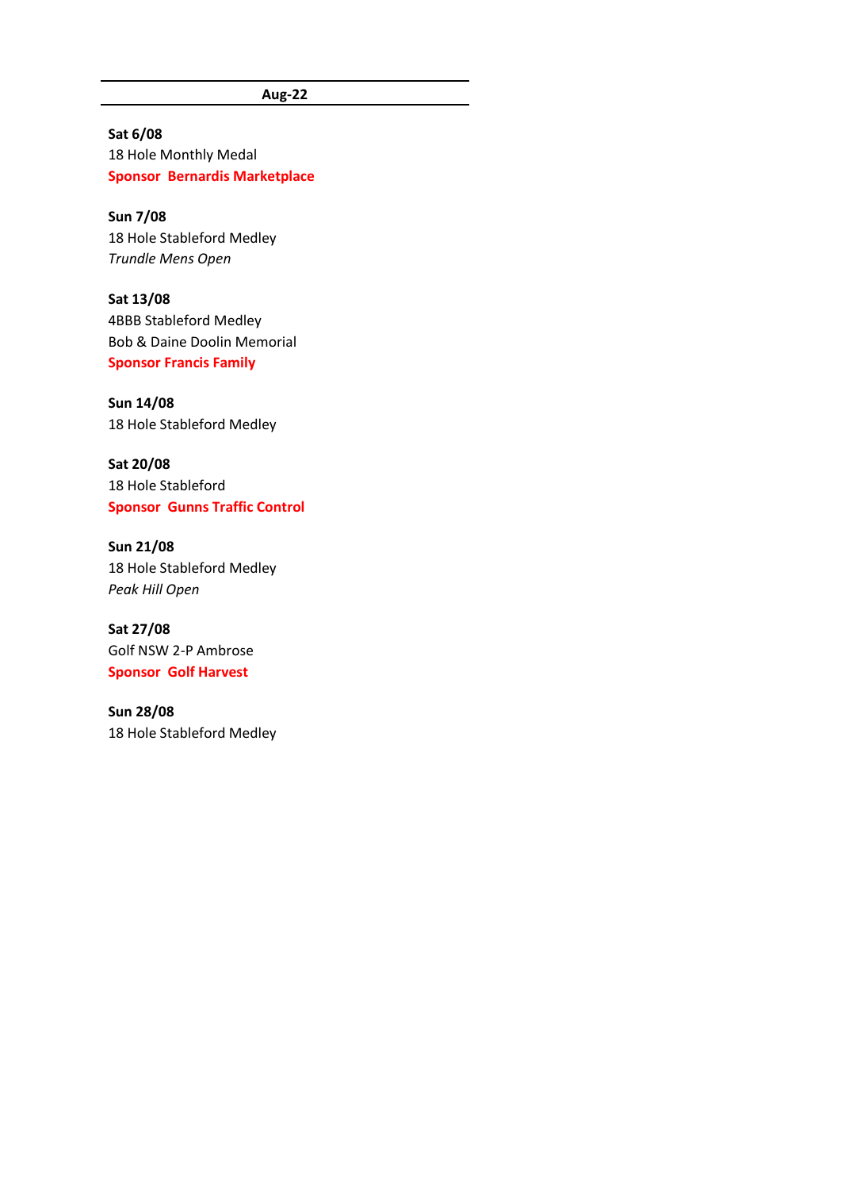## Aug-22

**Sat 6/08**
18 Hole Monthly Medal
**Sponsor  Bernardis Marketplace**

**Sun 7/08**
18 Hole Stableford Medley
*Trundle Mens Open*

**Sat 13/08**
4BBB Stableford Medley
Bob & Daine Doolin Memorial
**Sponsor Francis Family**

**Sun 14/08**
18 Hole Stableford Medley

**Sat 20/08**
18 Hole Stableford
**Sponsor  Gunns Traffic Control**

**Sun 21/08**
18 Hole Stableford Medley
*Peak Hill Open*

**Sat 27/08**
Golf NSW 2-P Ambrose
**Sponsor  Golf Harvest**

**Sun 28/08**
18 Hole Stableford Medley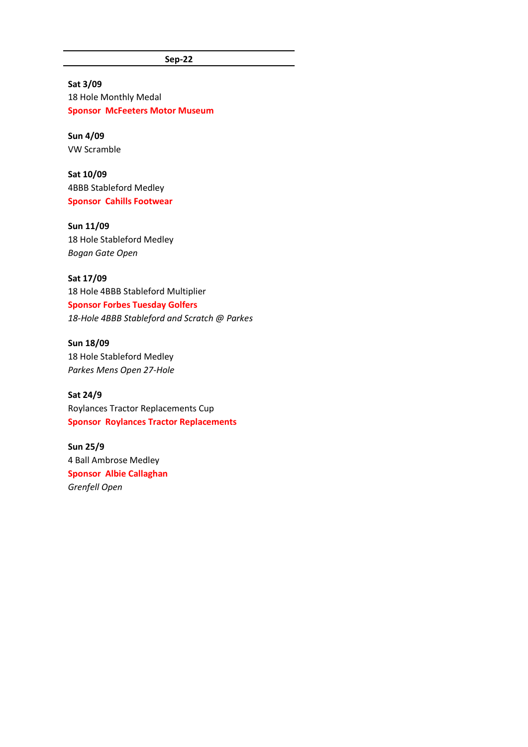## Sep-22

**Sat 3/09**
18 Hole Monthly Medal
**Sponsor McFeeters Motor Museum**

**Sun 4/09**
VW Scramble

**Sat 10/09**
4BBB Stableford Medley
**Sponsor Cahills Footwear**

**Sun 11/09**
18 Hole Stableford Medley
*Bogan Gate Open*

**Sat 17/09**
18 Hole 4BBB Stableford Multiplier
**Sponsor Forbes Tuesday Golfers**
*18-Hole 4BBB Stableford and Scratch @ Parkes*

**Sun 18/09**
18 Hole Stableford Medley
*Parkes Mens Open 27-Hole*

**Sat 24/9**
Roylances Tractor Replacements Cup
**Sponsor Roylances Tractor Replacements**

**Sun 25/9**
4 Ball Ambrose Medley
**Sponsor Albie Callaghan**
*Grenfell Open*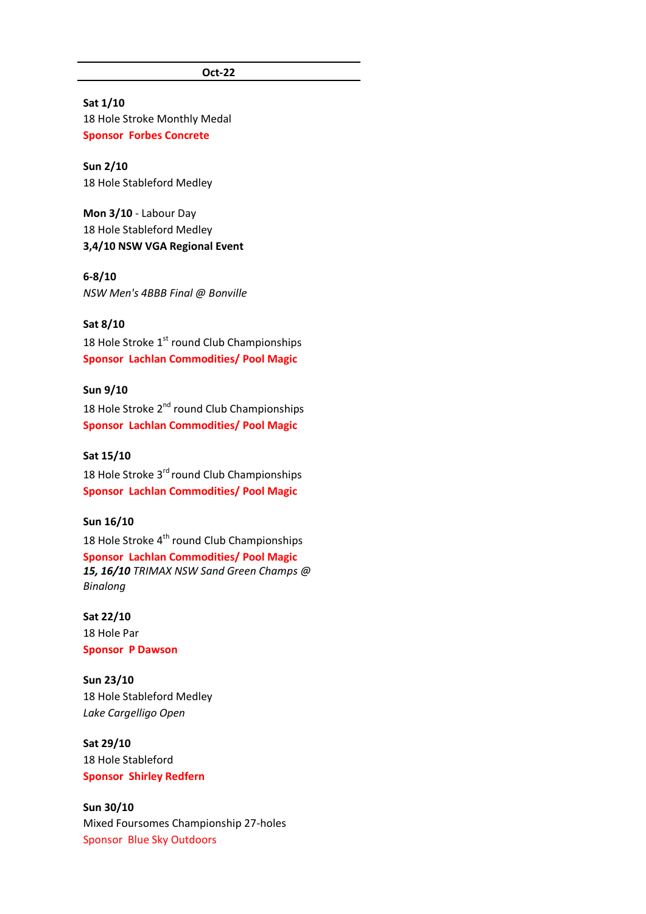## Oct-22

**Sat 1/10**
18 Hole Stroke Monthly Medal
**Sponsor Forbes Concrete**

**Sun 2/10**
18 Hole Stableford Medley

**Mon 3/10** - Labour Day
18 Hole Stableford Medley
**3,4/10 NSW VGA Regional Event**

**6-8/10**
*NSW Men's 4BBB Final @ Bonville*

**Sat 8/10**
18 Hole Stroke 1st round Club Championships
**Sponsor Lachlan Commodities/ Pool Magic**

**Sun 9/10**
18 Hole Stroke 2nd round Club Championships
**Sponsor Lachlan Commodities/ Pool Magic**

**Sat 15/10**
18 Hole Stroke 3rd round Club Championships
**Sponsor Lachlan Commodities/ Pool Magic**

**Sun 16/10**
18 Hole Stroke 4th round Club Championships
**Sponsor Lachlan Commodities/ Pool Magic**
***15, 16/10*** *TRIMAX NSW Sand Green Champs @ Binalong*

**Sat 22/10**
18 Hole Par
**Sponsor P Dawson**

**Sun 23/10**
18 Hole Stableford Medley
*Lake Cargelligo Open*

**Sat 29/10**
18 Hole Stableford
**Sponsor Shirley Redfern**

**Sun 30/10**
Mixed Foursomes Championship 27-holes
Sponsor Blue Sky Outdoors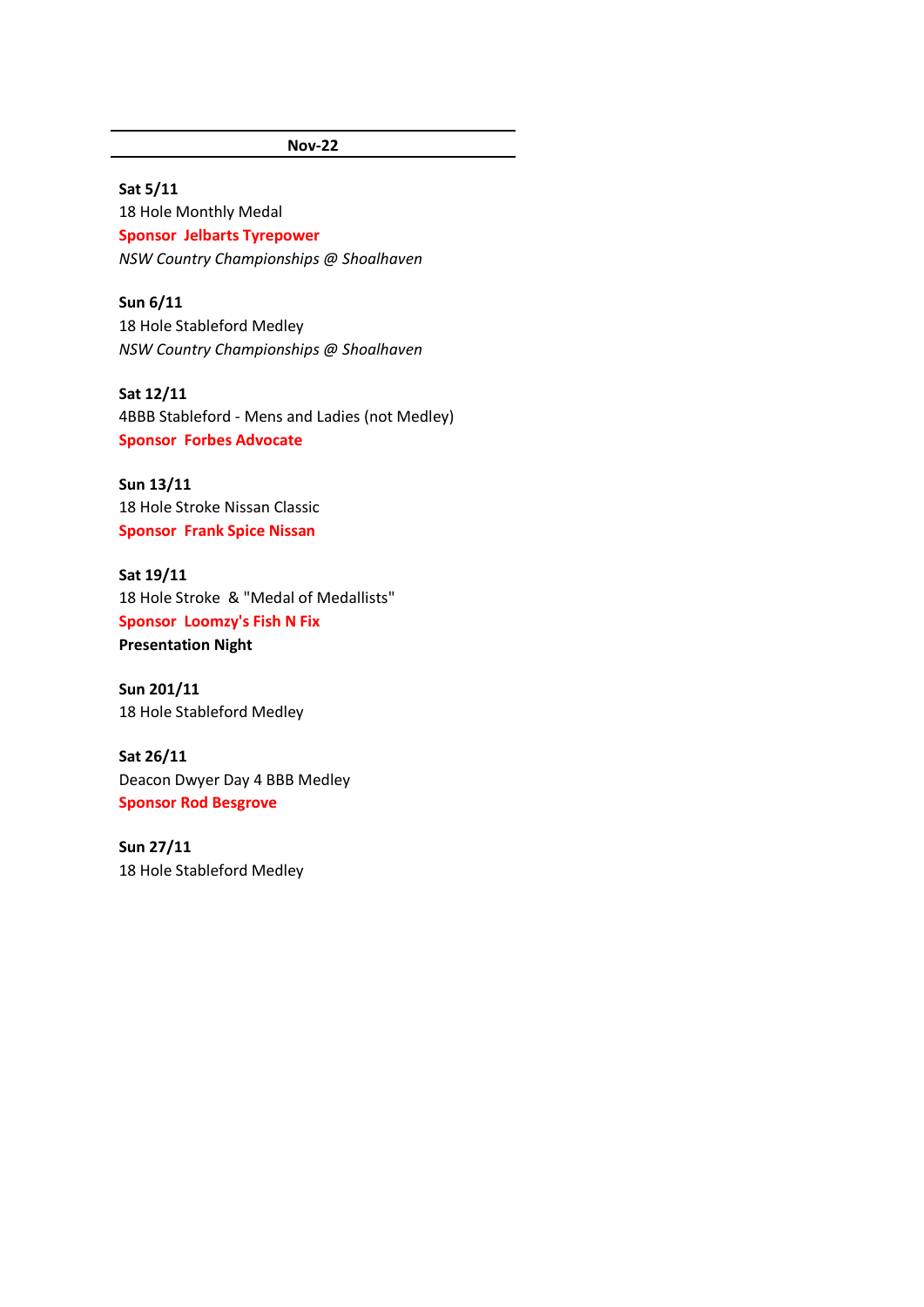## Nov-22

**Sat 5/11**
18 Hole Monthly Medal
**Sponsor Jelbarts Tyrepower**
*NSW Country Championships @ Shoalhaven*

**Sun 6/11**
18 Hole Stableford Medley
*NSW Country Championships @ Shoalhaven*

**Sat 12/11**
4BBB Stableford - Mens and Ladies (not Medley)
**Sponsor Forbes Advocate**

**Sun 13/11**
18 Hole Stroke Nissan Classic
**Sponsor Frank Spice Nissan**

**Sat 19/11**
18 Hole Stroke & "Medal of Medallists"
**Sponsor Loomzy's Fish N Fix**
**Presentation Night**

**Sun 201/11**
18 Hole Stableford Medley

**Sat 26/11**
Deacon Dwyer Day 4 BBB Medley
**Sponsor Rod Besgrove**

**Sun 27/11**
18 Hole Stableford Medley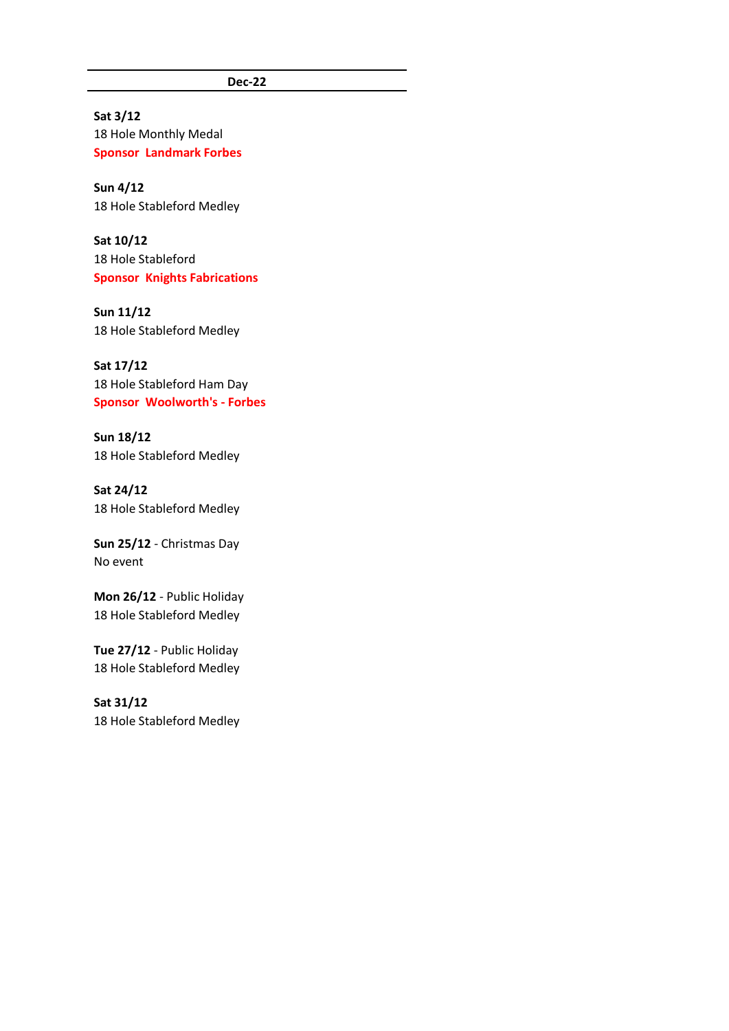## Dec-22

**Sat 3/12**
18 Hole Monthly Medal
**Sponsor Landmark Forbes**

**Sun 4/12**
18 Hole Stableford Medley

**Sat 10/12**
18 Hole Stableford
**Sponsor Knights Fabrications**

**Sun 11/12**
18 Hole Stableford Medley

**Sat 17/12**
18 Hole Stableford Ham Day
**Sponsor Woolworth's - Forbes**

**Sun 18/12**
18 Hole Stableford Medley

**Sat 24/12**
18 Hole Stableford Medley

**Sun 25/12** - Christmas Day
No event

**Mon 26/12** - Public Holiday
18 Hole Stableford Medley

**Tue 27/12** - Public Holiday
18 Hole Stableford Medley

**Sat 31/12**
18 Hole Stableford Medley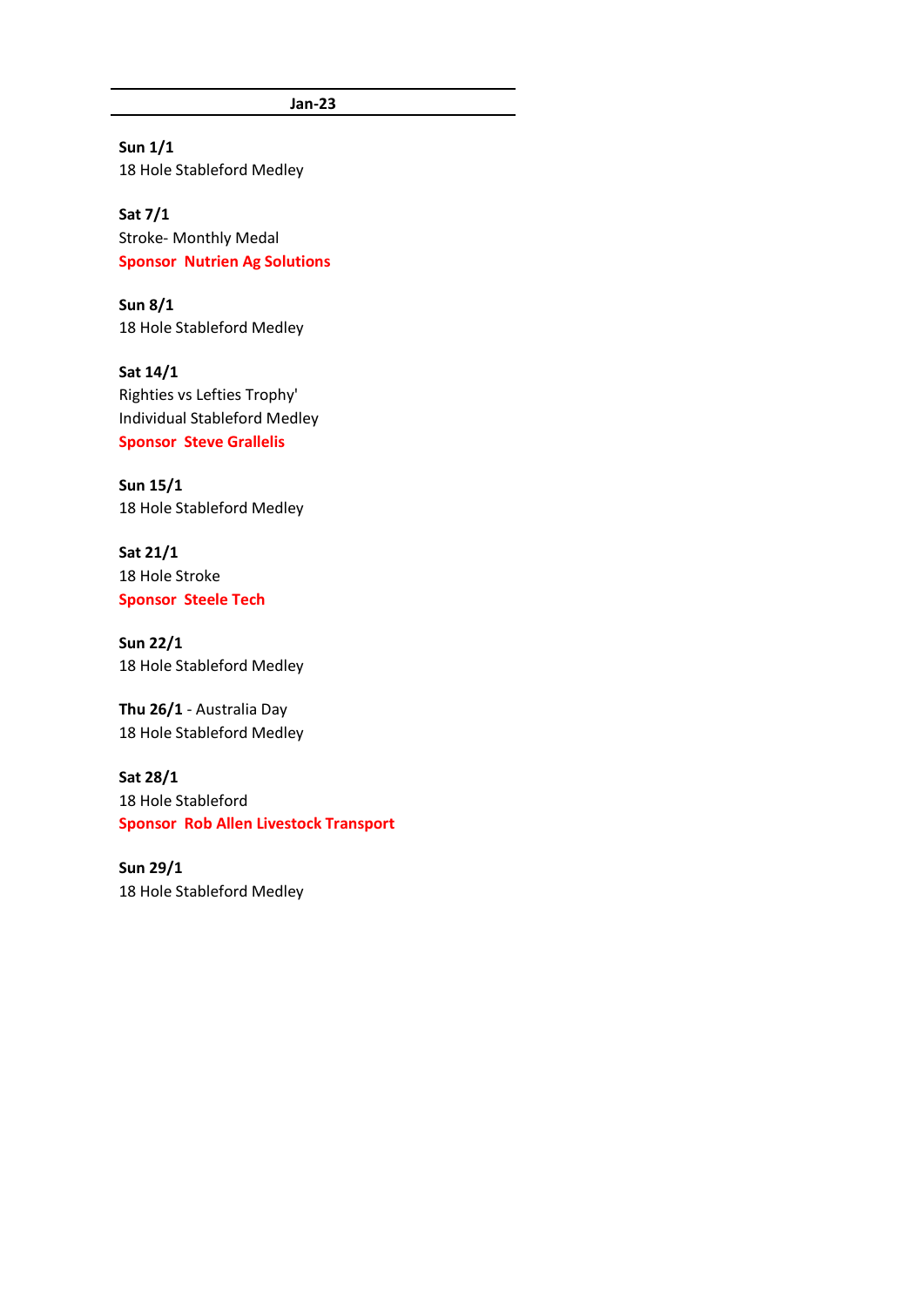## Jan-23

**Sun 1/1**
18 Hole Stableford Medley

**Sat 7/1**
Stroke- Monthly Medal
**Sponsor Nutrien Ag Solutions**

**Sun 8/1**
18 Hole Stableford Medley

**Sat 14/1**
Righties vs Lefties Trophy'
Individual Stableford Medley
**Sponsor Steve Grallelis**

**Sun 15/1**
18 Hole Stableford Medley

**Sat 21/1**
18 Hole Stroke
**Sponsor Steele Tech**

**Sun 22/1**
18 Hole Stableford Medley

**Thu 26/1** - Australia Day
18 Hole Stableford Medley

**Sat 28/1**
18 Hole Stableford
**Sponsor Rob Allen Livestock Transport**

**Sun 29/1**
18 Hole Stableford Medley